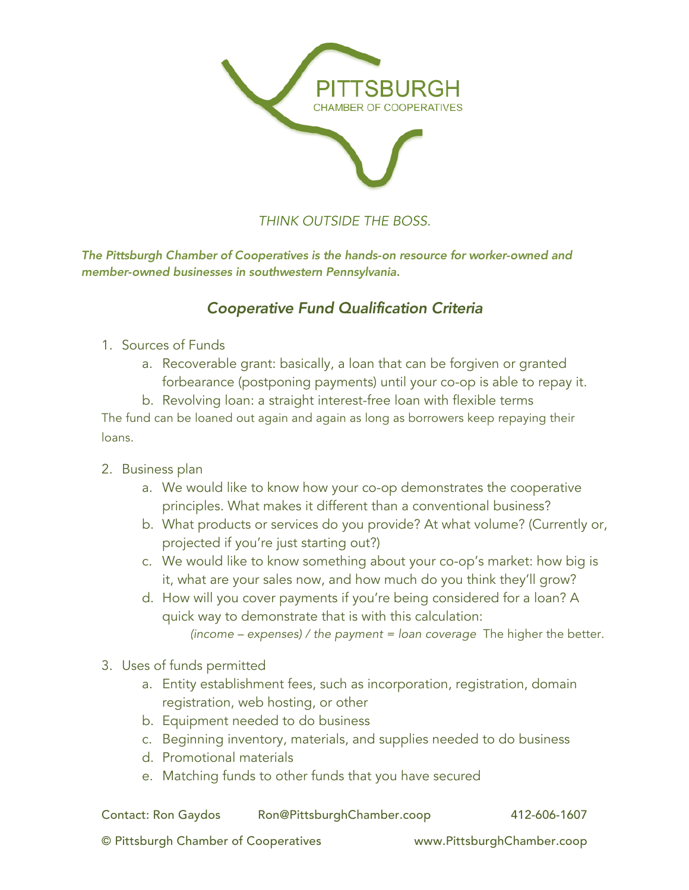PITTSBURGH

CHAMBER OF COOPERATIVES

*THINK OUTSIDE THE BOSS.*

***The Pittsburgh Chamber of Cooperatives is the hands-on resource for worker-owned and member-owned businesses in southwestern Pennsylvania.***

## *Cooperative Fund Qualification Criteria*

1. Sources of Funds
    a. Recoverable grant: basically, a loan that can be forgiven or granted forbearance (postponing payments) until your co-op is able to repay it.
    b. Revolving loan: a straight interest-free loan with flexible terms

The fund can be loaned out again and again as long as borrowers keep repaying their loans.

2. Business plan
    a. We would like to know how your co-op demonstrates the cooperative principles. What makes it different than a conventional business?
    b. What products or services do you provide? At what volume? (Currently or, projected if you're just starting out?)
    c. We would like to know something about your co-op's market: how big is it, what are your sales now, and how much do you think they'll grow?
    d. How will you cover payments if you're being considered for a loan? A quick way to demonstrate that is with this calculation:

       *(income – expenses) / the payment = loan coverage* The higher the better.

3. Uses of funds permitted
    a. Entity establishment fees, such as incorporation, registration, domain registration, web hosting, or other
    b. Equipment needed to do business
    c. Beginning inventory, materials, and supplies needed to do business
    d. Promotional materials
    e. Matching funds to other funds that you have secured

Contact: Ron Gaydos Ron@PittsburghChamber.coop 412-606-1607

© Pittsburgh Chamber of Cooperatives www.PittsburghChamber.coop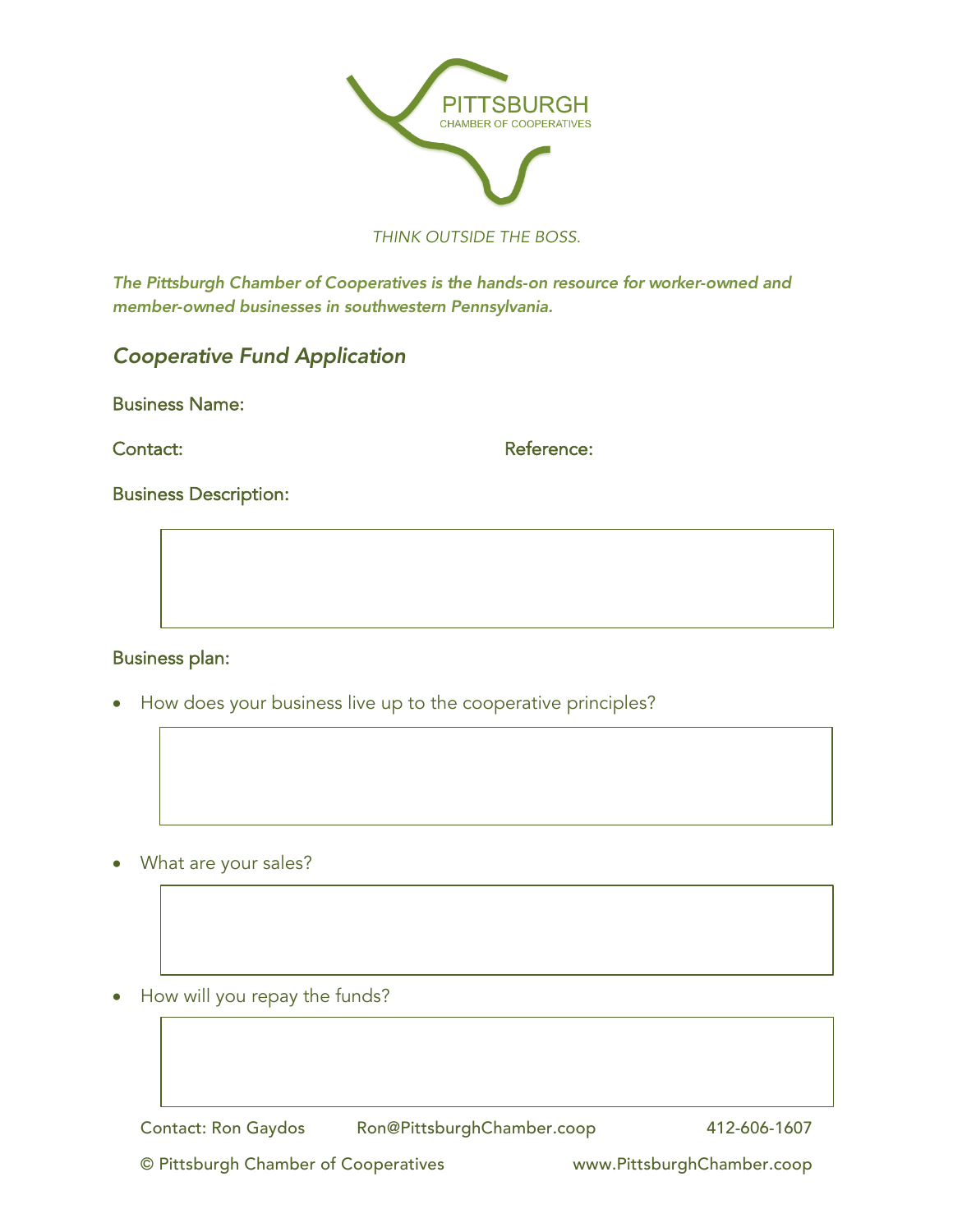PITTSBURGH
CHAMBER OF COOPERATIVES

*THINK OUTSIDE THE BOSS.*

***The Pittsburgh Chamber of Cooperatives is the hands-on resource for worker-owned and member-owned businesses in southwestern Pennsylvania.***

## *Cooperative Fund Application*

Business Name:

Contact: Reference:

Business Description:

Business plan:

- How does your business live up to the cooperative principles?

- What are your sales?

- How will you repay the funds?

Contact: Ron Gaydos Ron@PittsburghChamber.coop 412-606-1607

© Pittsburgh Chamber of Cooperatives www.PittsburghChamber.coop